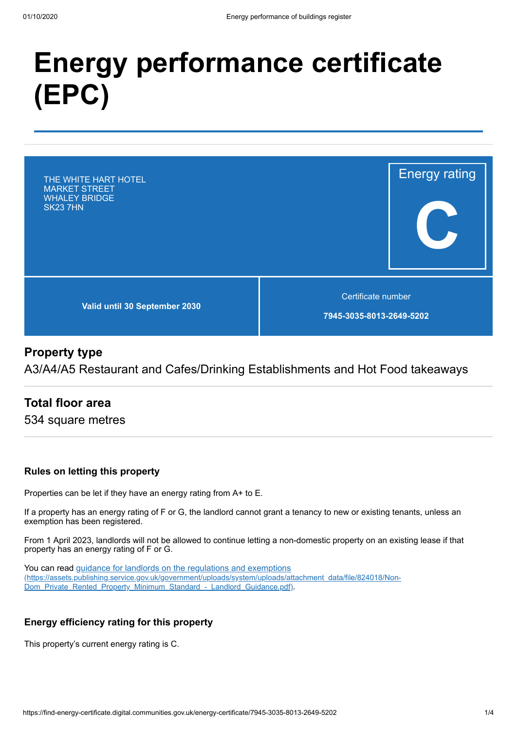# Energy performance certificate (EPC)

THE WHITE HART HOTEL
MARKET STREET
WHALEY BRIDGE
SK23 7HN

Energy rating

**C**

**Valid until 30 September 2030**

Certificate number

**7945-3035-8013-2649-5202**

## Property type

A3/A4/A5 Restaurant and Cafes/Drinking Establishments and Hot Food takeaways

## Total floor area

534 square metres

### Rules on letting this property

Properties can be let if they have an energy rating from A+ to E.

If a property has an energy rating of F or G, the landlord cannot grant a tenancy to new or existing tenants, unless an exemption has been registered.

From 1 April 2023, landlords will not be allowed to continue letting a non-domestic property on an existing lease if that property has an energy rating of F or G.

You can read [guidance for landlords on the regulations and exemptions (https://assets.publishing.service.gov.uk/government/uploads/system/uploads/attachment_data/file/824018/Non-Dom_Private_Rented_Property_Minimum_Standard_-_Landlord_Guidance.pdf)](https://assets.publishing.service.gov.uk/government/uploads/system/uploads/attachment_data/file/824018/Non-Dom_Private_Rented_Property_Minimum_Standard_-_Landlord_Guidance.pdf).

### Energy efficiency rating for this property

This property's current energy rating is C.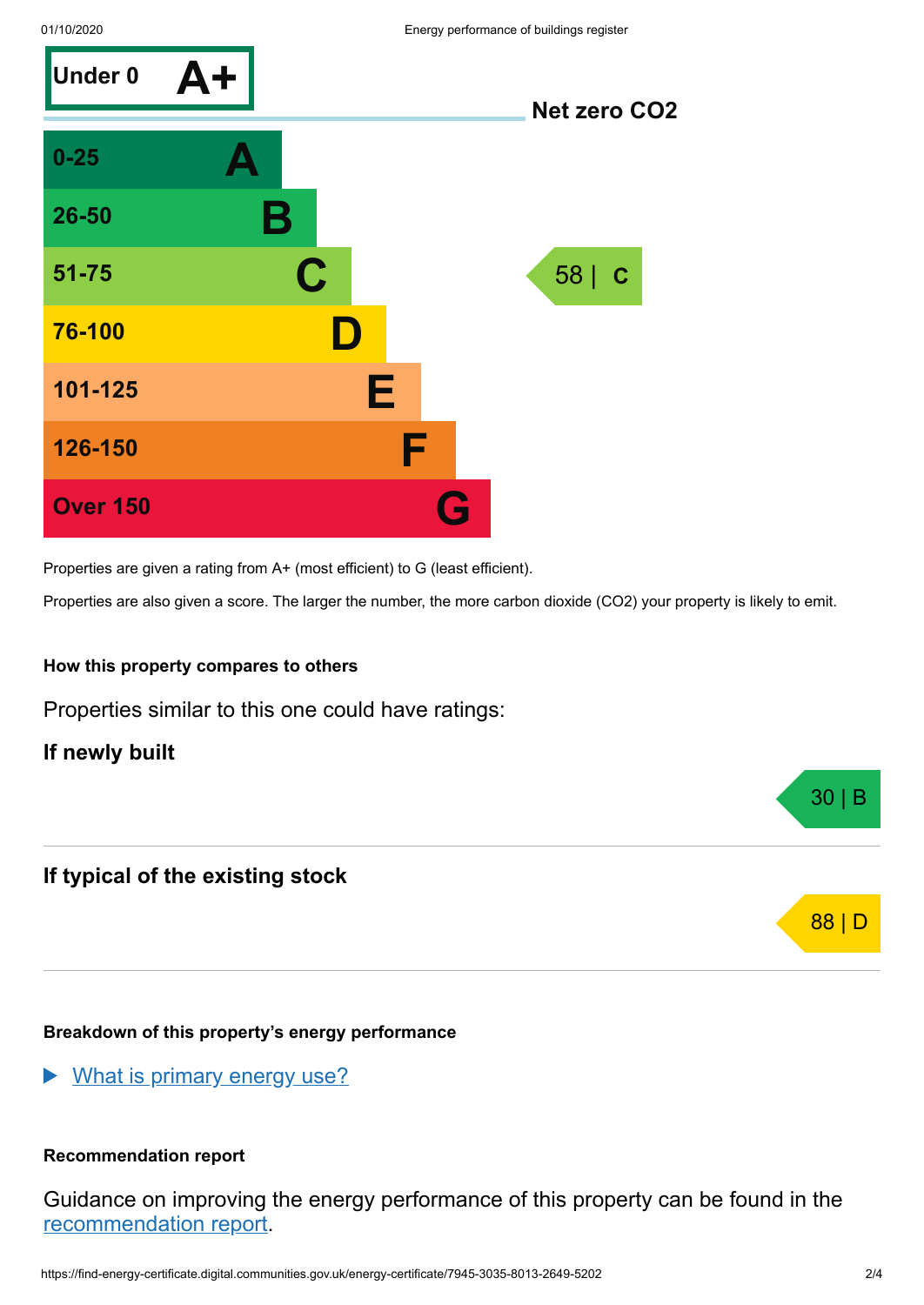| Score | Rating |
|---|---|
| Under 0 | A+ |
| 0-25 | A |
| 26-50 | B |
| 51-75 | C |
| 76-100 | D |
| 101-125 | E |
| 126-150 | F |
| Over 150 | G |

Net zero $CO_2$

58 | C

Properties are given a rating from A+ (most efficient) to G (least efficient).

Properties are also given a score. The larger the number, the more carbon dioxide ($CO_2$) your property is likely to emit.

### How this property compares to others

Properties similar to this one could have ratings:

**If newly built**

30 | B

**If typical of the existing stock**

88 | D

### Breakdown of this property's energy performance

▶ [What is primary energy use?]

### Recommendation report

Guidance on improving the energy performance of this property can be found in the [recommendation report].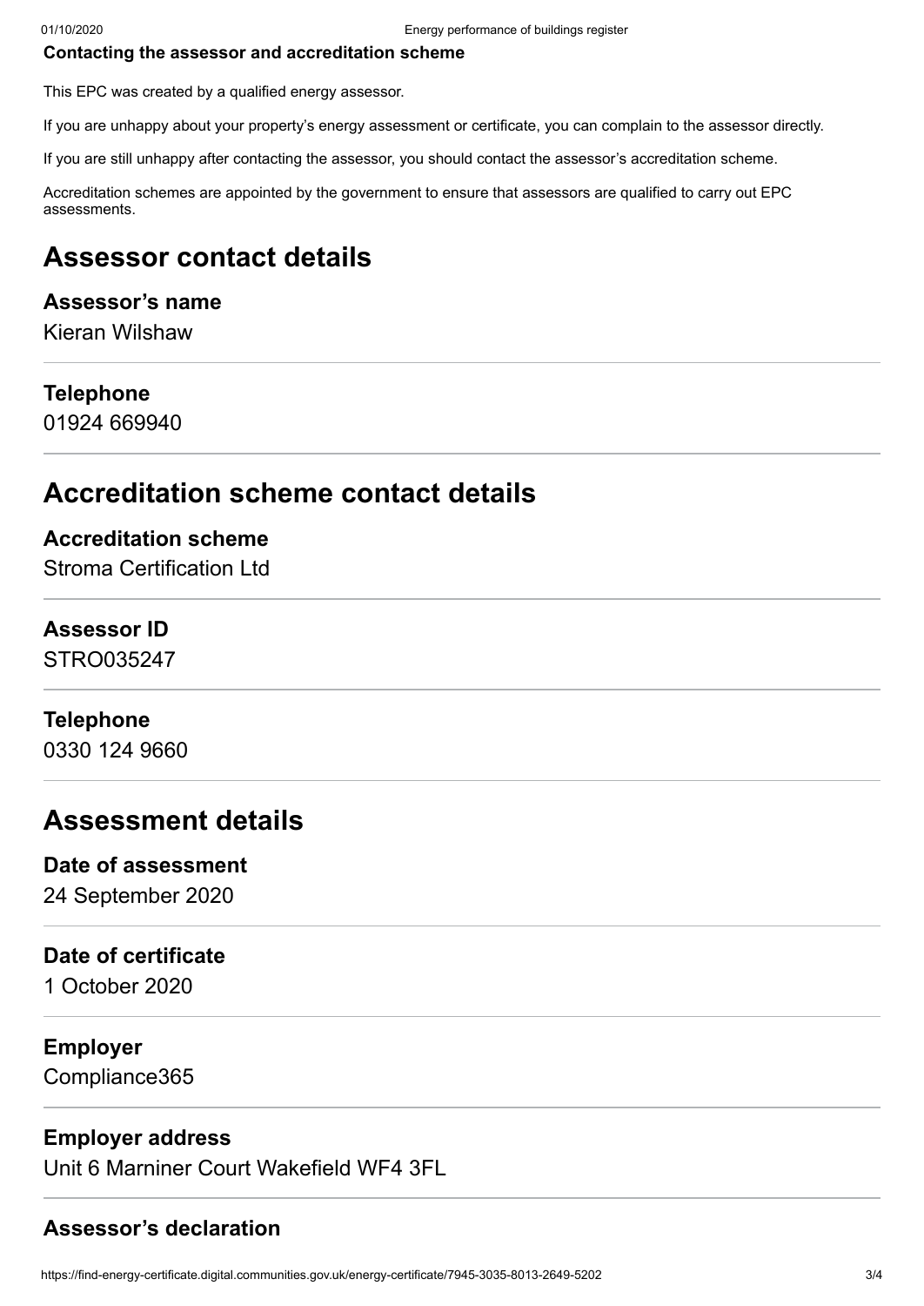**Contacting the assessor and accreditation scheme**

This EPC was created by a qualified energy assessor.

If you are unhappy about your property's energy assessment or certificate, you can complain to the assessor directly.

If you are still unhappy after contacting the assessor, you should contact the assessor's accreditation scheme.

Accreditation schemes are appointed by the government to ensure that assessors are qualified to carry out EPC assessments.

## Assessor contact details

### Assessor's name

Kieran Wilshaw

### Telephone

01924 669940

## Accreditation scheme contact details

### Accreditation scheme

Stroma Certification Ltd

### Assessor ID

STRO035247

### Telephone

0330 124 9660

## Assessment details

### Date of assessment

24 September 2020

### Date of certificate

1 October 2020

### Employer

Compliance365

### Employer address

Unit 6 Marniner Court Wakefield WF4 3FL

### Assessor's declaration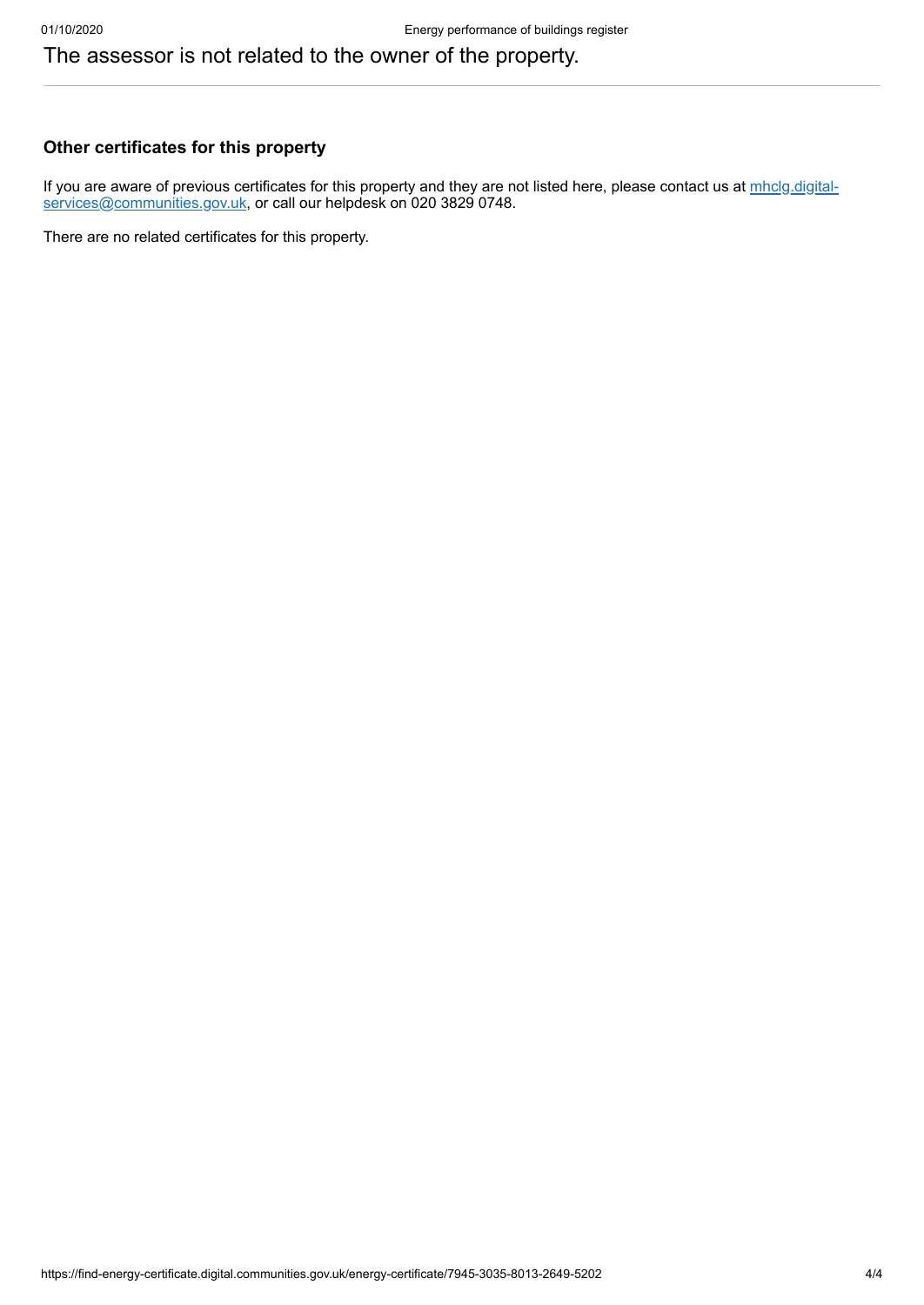The assessor is not related to the owner of the property.

### Other certificates for this property

If you are aware of previous certificates for this property and they are not listed here, please contact us at [mhclg.digital-services@communities.gov.uk](mailto:mhclg.digital-services@communities.gov.uk), or call our helpdesk on 020 3829 0748.

There are no related certificates for this property.